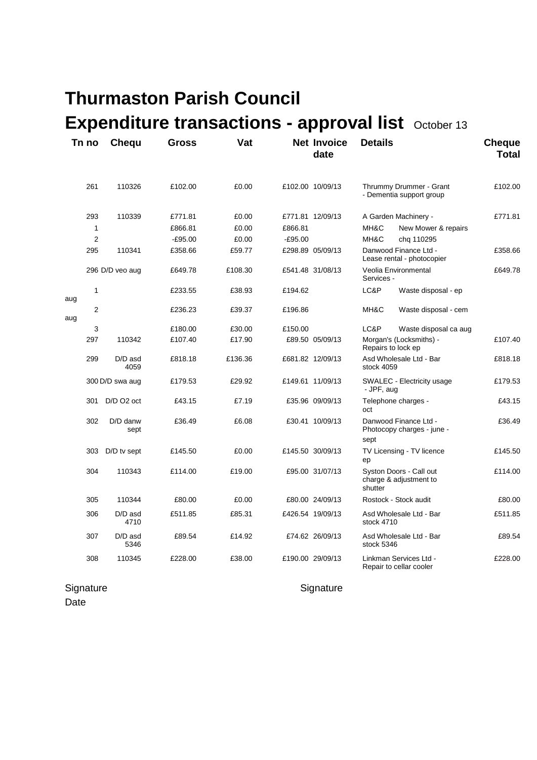# Thurmaston Parish Council

## Expenditure transactions - approval list October 13

| Tn no | Chequ | Gross | Vat | Net | Invoice date | Details | | Cheque Total |
|---|---|---|---|---|---|---|---|---|
| 261 | 110326 | £102.00 | £0.00 | £102.00 | 10/09/13 | Thrummy Drummer - Grant - Dementia support group | | £102.00 |
| 293 | 110339 | £771.81 | £0.00 | £771.81 | 12/09/13 | A Garden Machinery - | | £771.81 |
| 1 | | £866.81 | £0.00 | £866.81 | | MH&C | New Mower & repairs | |
| 2 | | -£95.00 | £0.00 | -£95.00 | | MH&C | chq 110295 | |
| 295 | 110341 | £358.66 | £59.77 | £298.89 | 05/09/13 | Danwood Finance Ltd - Lease rental - photocopier | | £358.66 |
| 296 | D/D veo aug | £649.78 | £108.30 | £541.48 | 31/08/13 | Veolia Environmental Services - | | £649.78 |
| 1 | aug | £233.55 | £38.93 | £194.62 | | LC&P | Waste disposal - ep | |
| 2 | aug | £236.23 | £39.37 | £196.86 | | MH&C | Waste disposal - cem | |
| 3 | | £180.00 | £30.00 | £150.00 | | LC&P | Waste disposal ca aug | |
| 297 | 110342 | £107.40 | £17.90 | £89.50 | 05/09/13 | Morgan's (Locksmiths) - Repairs to lock ep | | £107.40 |
| 299 | D/D asd 4059 | £818.18 | £136.36 | £681.82 | 12/09/13 | Asd Wholesale Ltd - Bar stock 4059 | | £818.18 |
| 300 | D/D swa aug | £179.53 | £29.92 | £149.61 | 11/09/13 | SWALEC - Electricity usage - JPF, aug | | £179.53 |
| 301 | D/D O2 oct | £43.15 | £7.19 | £35.96 | 09/09/13 | Telephone charges - oct | | £43.15 |
| 302 | D/D danw sept | £36.49 | £6.08 | £30.41 | 10/09/13 | Danwood Finance Ltd - Photocopy charges - june - sept | | £36.49 |
| 303 | D/D tv sept | £145.50 | £0.00 | £145.50 | 30/09/13 | TV Licensing - TV licence ep | | £145.50 |
| 304 | 110343 | £114.00 | £19.00 | £95.00 | 31/07/13 | Syston Doors - Call out charge & adjustment to shutter | | £114.00 |
| 305 | 110344 | £80.00 | £0.00 | £80.00 | 24/09/13 | Rostock - Stock audit | | £80.00 |
| 306 | D/D asd 4710 | £511.85 | £85.31 | £426.54 | 19/09/13 | Asd Wholesale Ltd - Bar stock 4710 | | £511.85 |
| 307 | D/D asd 5346 | £89.54 | £14.92 | £74.62 | 26/09/13 | Asd Wholesale Ltd - Bar stock 5346 | | £89.54 |
| 308 | 110345 | £228.00 | £38.00 | £190.00 | 29/09/13 | Linkman Services Ltd - Repair to cellar cooler | | £228.00 |

Signature

Signature

Date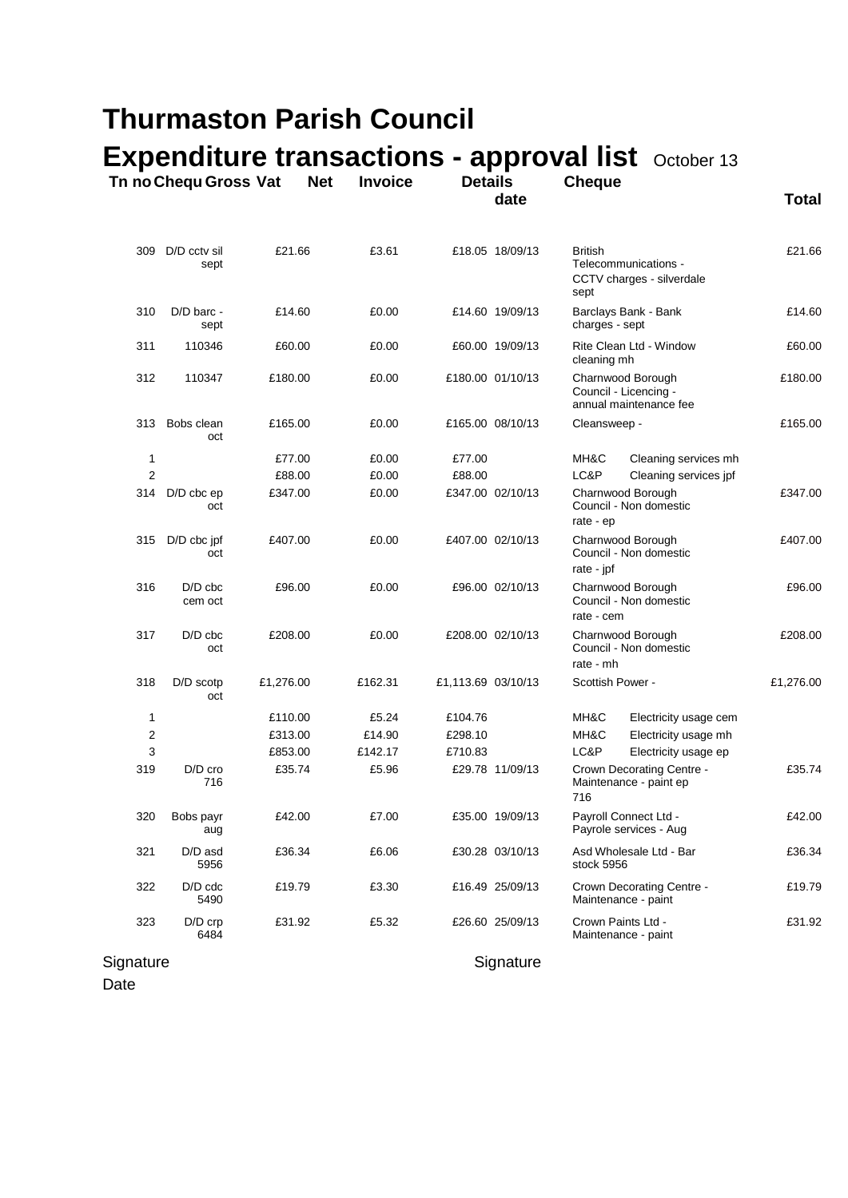# Thurmaston Parish Council

# Expenditure transactions - approval list October 13

| Tn no | Chequ | Gross | Vat | Net | Invoice date | Details | Cheque | Total |
|---|---|---|---|---|---|---|---|---|
| 309 | D/D cctv sil sept | £21.66 | £3.61 | £18.05 | 18/09/13 | British Telecommunications - CCTV charges - silverdale sept | | £21.66 |
| 310 | D/D barc - sept | £14.60 | £0.00 | £14.60 | 19/09/13 | Barclays Bank - Bank charges - sept | | £14.60 |
| 311 | 110346 | £60.00 | £0.00 | £60.00 | 19/09/13 | Rite Clean Ltd - Window cleaning mh | | £60.00 |
| 312 | 110347 | £180.00 | £0.00 | £180.00 | 01/10/13 | Charnwood Borough Council - Licencing - annual maintenance fee | | £180.00 |
| 313 | Bobs clean oct | £165.00 | £0.00 | £165.00 | 08/10/13 | Cleansweep - | | £165.00 |
| 1 | | £77.00 | £0.00 | £77.00 | | MH&C | Cleaning services mh | |
| 2 | | £88.00 | £0.00 | £88.00 | | LC&P | Cleaning services jpf | |
| 314 | D/D cbc ep oct | £347.00 | £0.00 | £347.00 | 02/10/13 | Charnwood Borough Council - Non domestic rate - ep | | £347.00 |
| 315 | D/D cbc jpf oct | £407.00 | £0.00 | £407.00 | 02/10/13 | Charnwood Borough Council - Non domestic rate - jpf | | £407.00 |
| 316 | D/D cbc cem oct | £96.00 | £0.00 | £96.00 | 02/10/13 | Charnwood Borough Council - Non domestic rate - cem | | £96.00 |
| 317 | D/D cbc oct | £208.00 | £0.00 | £208.00 | 02/10/13 | Charnwood Borough Council - Non domestic rate - mh | | £208.00 |
| 318 | D/D scotp oct | £1,276.00 | £162.31 | £1,113.69 | 03/10/13 | Scottish Power - | | £1,276.00 |
| 1 | | £110.00 | £5.24 | £104.76 | | MH&C | Electricity usage cem | |
| 2 | | £313.00 | £14.90 | £298.10 | | MH&C | Electricity usage mh | |
| 3 | | £853.00 | £142.17 | £710.83 | | LC&P | Electricity usage ep | |
| 319 | D/D cro 716 | £35.74 | £5.96 | £29.78 | 11/09/13 | Crown Decorating Centre - Maintenance - paint ep 716 | | £35.74 |
| 320 | Bobs payr aug | £42.00 | £7.00 | £35.00 | 19/09/13 | Payroll Connect Ltd - Payrole services - Aug | | £42.00 |
| 321 | D/D asd 5956 | £36.34 | £6.06 | £30.28 | 03/10/13 | Asd Wholesale Ltd - Bar stock 5956 | | £36.34 |
| 322 | D/D cdc 5490 | £19.79 | £3.30 | £16.49 | 25/09/13 | Crown Decorating Centre - Maintenance - paint | | £19.79 |
| 323 | D/D crp 6484 | £31.92 | £5.32 | £26.60 | 25/09/13 | Crown Paints Ltd - Maintenance - paint | | £31.92 |

Signature　　　　　　　　　　　　　　Signature

Date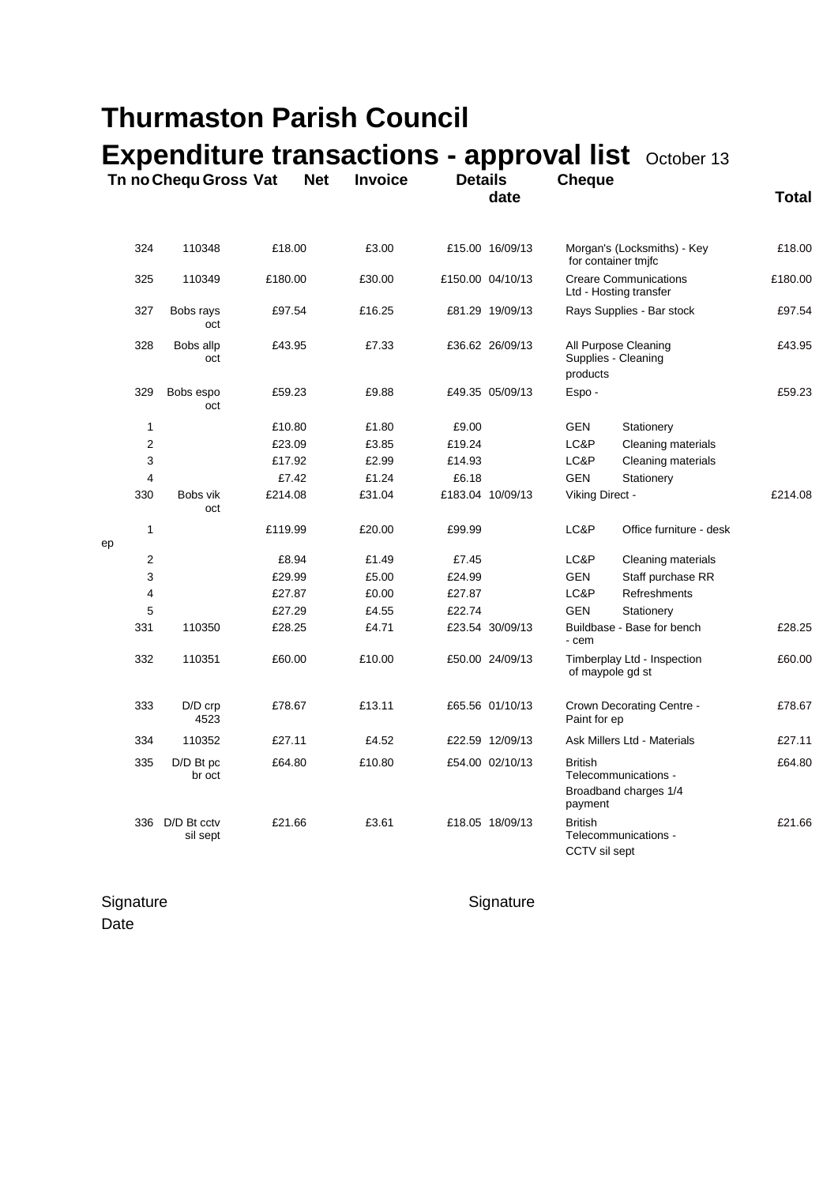# Thurmaston Parish Council

# Expenditure transactions - approval list October 13

| Tn no | Chequ | Gross | Vat | Net | Invoice date | Details | Cheque | Total |
|---|---|---|---|---|---|---|---|---|
| 324 | 110348 | £18.00 | £3.00 | £15.00 | 16/09/13 | Morgan's (Locksmiths) - Key for container tmjfc | | £18.00 |
| 325 | 110349 | £180.00 | £30.00 | £150.00 | 04/10/13 | Creare Communications Ltd - Hosting transfer | | £180.00 |
| 327 | Bobs rays oct | £97.54 | £16.25 | £81.29 | 19/09/13 | Rays Supplies - Bar stock | | £97.54 |
| 328 | Bobs allp oct | £43.95 | £7.33 | £36.62 | 26/09/13 | All Purpose Cleaning Supplies - Cleaning products | | £43.95 |
| 329 | Bobs espo oct | £59.23 | £9.88 | £49.35 | 05/09/13 | Espo - | | £59.23 |
| 1 | | £10.80 | £1.80 | £9.00 | | GEN | Stationery | |
| 2 | | £23.09 | £3.85 | £19.24 | | LC&P | Cleaning materials | |
| 3 | | £17.92 | £2.99 | £14.93 | | LC&P | Cleaning materials | |
| 4 | | £7.42 | £1.24 | £6.18 | | GEN | Stationery | |
| 330 | Bobs vik oct | £214.08 | £31.04 | £183.04 | 10/09/13 | Viking Direct - | | £214.08 |
| 1 | | £119.99 | £20.00 | £99.99 | | LC&P | Office furniture - desk ep | |
| 2 | | £8.94 | £1.49 | £7.45 | | LC&P | Cleaning materials | |
| 3 | | £29.99 | £5.00 | £24.99 | | GEN | Staff purchase RR | |
| 4 | | £27.87 | £0.00 | £27.87 | | LC&P | Refreshments | |
| 5 | | £27.29 | £4.55 | £22.74 | | GEN | Stationery | |
| 331 | 110350 | £28.25 | £4.71 | £23.54 | 30/09/13 | Buildbase - Base for bench - cem | | £28.25 |
| 332 | 110351 | £60.00 | £10.00 | £50.00 | 24/09/13 | Timberplay Ltd - Inspection of maypole gd st | | £60.00 |
| 333 | D/D crp 4523 | £78.67 | £13.11 | £65.56 | 01/10/13 | Crown Decorating Centre - Paint for ep | | £78.67 |
| 334 | 110352 | £27.11 | £4.52 | £22.59 | 12/09/13 | Ask Millers Ltd - Materials | | £27.11 |
| 335 | D/D Bt pc br oct | £64.80 | £10.80 | £54.00 | 02/10/13 | British Telecommunications - Broadband charges 1/4 payment | | £64.80 |
| 336 | D/D Bt cctv sil sept | £21.66 | £3.61 | £18.05 | 18/09/13 | British Telecommunications - CCTV sil sept | | £21.66 |

Signature

Date

Signature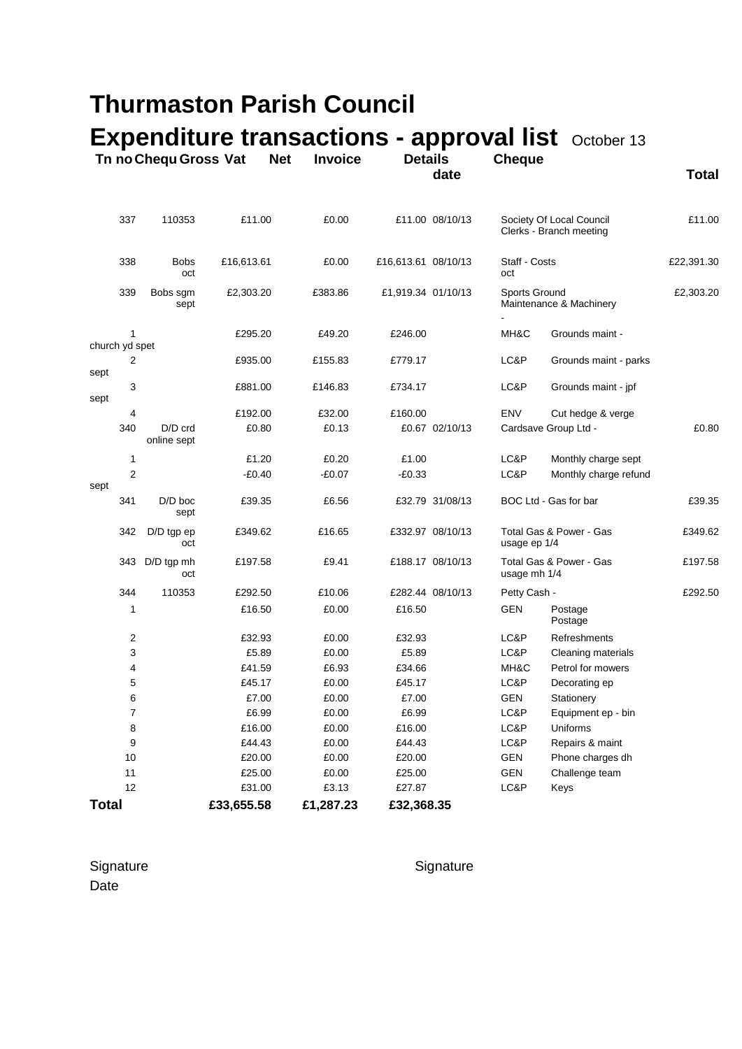# Thurmaston Parish Council

# Expenditure transactions - approval list October 13

| Tn no | Chequ | Gross | Vat | Net | Invoice date | Details | Cheque | Total |
|---|---|---|---|---|---|---|---|---|
| 337 | 110353 | £11.00 | £0.00 | £11.00 | 08/10/13 | Society Of Local Council Clerks - Branch meeting | | £11.00 |
| 338 | Bobs oct | £16,613.61 | £0.00 | £16,613.61 | 08/10/13 | Staff - Costs oct | | £22,391.30 |
| 339 | Bobs sgm sept | £2,303.20 | £383.86 | £1,919.34 | 01/10/13 | Sports Ground Maintenance & Machinery - | | £2,303.20 |
| 1 church yd spet | | £295.20 | £49.20 | £246.00 | | MH&C | Grounds maint - | |
| 2 sept | | £935.00 | £155.83 | £779.17 | | LC&P | Grounds maint - parks | |
| 3 sept | | £881.00 | £146.83 | £734.17 | | LC&P | Grounds maint - jpf | |
| 4 | | £192.00 | £32.00 | £160.00 | | ENV | Cut hedge & verge | |
| 340 | D/D crd online sept | £0.80 | £0.13 | £0.67 | 02/10/13 | Cardsave Group Ltd - | | £0.80 |
| 1 | | £1.20 | £0.20 | £1.00 | | LC&P | Monthly charge sept | |
| 2 sept | | -£0.40 | -£0.07 | -£0.33 | | LC&P | Monthly charge refund | |
| 341 | D/D boc sept | £39.35 | £6.56 | £32.79 | 31/08/13 | BOC Ltd - Gas for bar | | £39.35 |
| 342 | D/D tgp ep oct | £349.62 | £16.65 | £332.97 | 08/10/13 | Total Gas & Power - Gas usage ep 1/4 | | £349.62 |
| 343 | D/D tgp mh oct | £197.58 | £9.41 | £188.17 | 08/10/13 | Total Gas & Power - Gas usage mh 1/4 | | £197.58 |
| 344 | 110353 | £292.50 | £10.06 | £282.44 | 08/10/13 | Petty Cash - | | £292.50 |
| 1 | | £16.50 | £0.00 | £16.50 | | GEN | Postage Postage | |
| 2 | | £32.93 | £0.00 | £32.93 | | LC&P | Refreshments | |
| 3 | | £5.89 | £0.00 | £5.89 | | LC&P | Cleaning materials | |
| 4 | | £41.59 | £6.93 | £34.66 | | MH&C | Petrol for mowers | |
| 5 | | £45.17 | £0.00 | £45.17 | | LC&P | Decorating ep | |
| 6 | | £7.00 | £0.00 | £7.00 | | GEN | Stationery | |
| 7 | | £6.99 | £0.00 | £6.99 | | LC&P | Equipment ep - bin | |
| 8 | | £16.00 | £0.00 | £16.00 | | LC&P | Uniforms | |
| 9 | | £44.43 | £0.00 | £44.43 | | LC&P | Repairs & maint | |
| 10 | | £20.00 | £0.00 | £20.00 | | GEN | Phone charges dh | |
| 11 | | £25.00 | £0.00 | £25.00 | | GEN | Challenge team | |
| 12 | | £31.00 | £3.13 | £27.87 | | LC&P | Keys | |
| **Total** | | **£33,655.58** | **£1,287.23** | **£32,368.35** | | | | |

Signature

Date

Signature